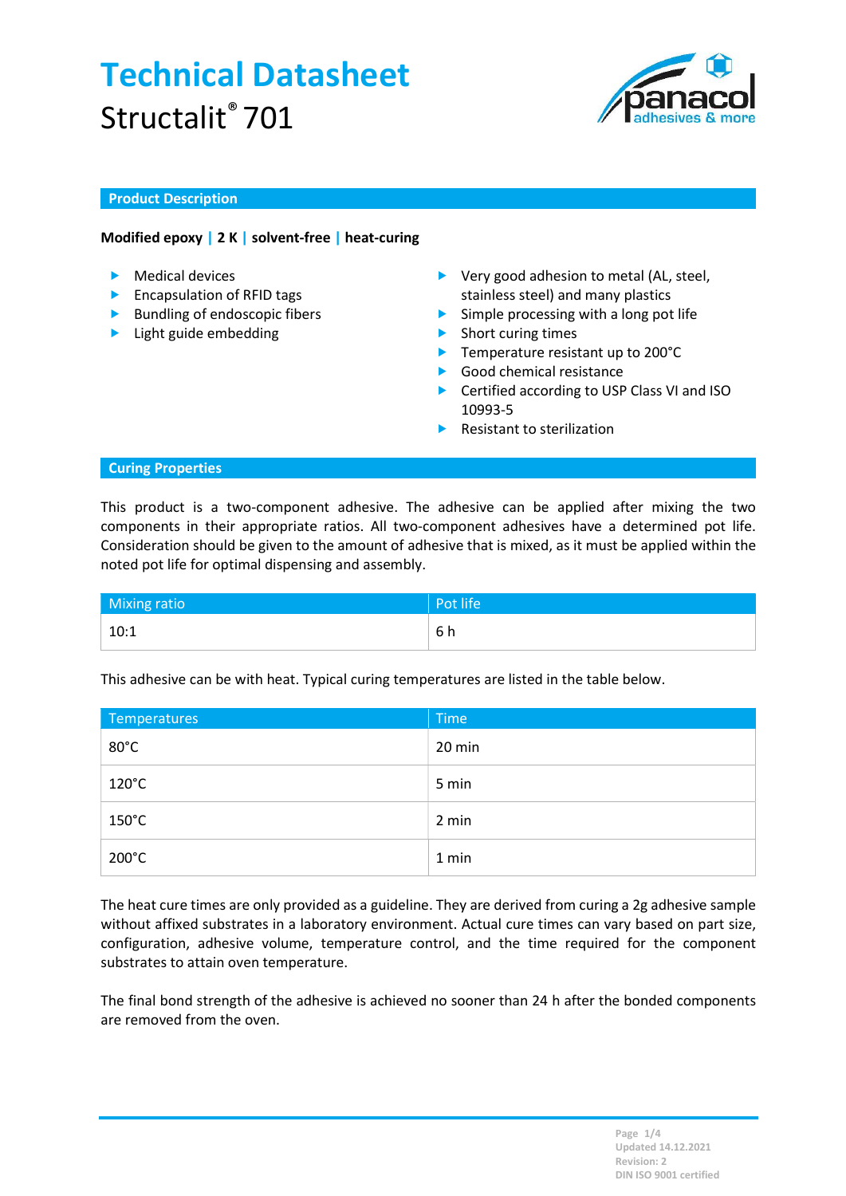# Technical Datasheet

Structalit® 701

## Product Description

**Modified epoxy | 2 K | solvent-free | heat-curing**

- Medical devices
- Encapsulation of RFID tags
- Bundling of endoscopic fibers
- Light guide embedding

- Very good adhesion to metal (AL, steel, stainless steel) and many plastics
- Simple processing with a long pot life
- Short curing times
- Temperature resistant up to 200°C
- Good chemical resistance
- Certified according to USP Class VI and ISO 10993-5
- Resistant to sterilization

## Curing Properties

This product is a two-component adhesive. The adhesive can be applied after mixing the two components in their appropriate ratios. All two-component adhesives have a determined pot life. Consideration should be given to the amount of adhesive that is mixed, as it must be applied within the noted pot life for optimal dispensing and assembly.

| Mixing ratio | Pot life |
|---|---|
| 10:1 | 6 h |

This adhesive can be with heat. Typical curing temperatures are listed in the table below.

| Temperatures | Time |
|---|---|
| 80°C | 20 min |
| 120°C | 5 min |
| 150°C | 2 min |
| 200°C | 1 min |

The heat cure times are only provided as a guideline. They are derived from curing a 2g adhesive sample without affixed substrates in a laboratory environment. Actual cure times can vary based on part size, configuration, adhesive volume, temperature control, and the time required for the component substrates to attain oven temperature.

The final bond strength of the adhesive is achieved no sooner than 24 h after the bonded components are removed from the oven.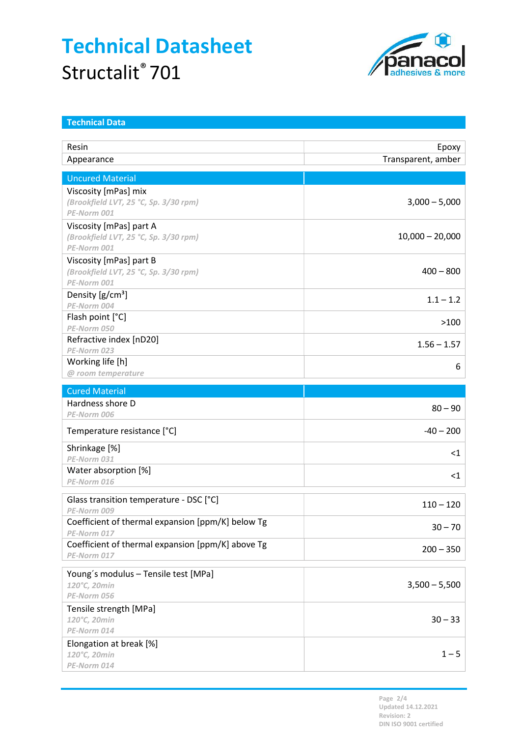# Technical Datasheet

Structalit® 701

## Technical Data

| | |
|---|---|
| Resin | Epoxy |
| Appearance | Transparent, amber |

| Uncured Material | |
|---|---|
| Viscosity [mPas] mix<br>*(Brookfield LVT, 25 °C, Sp. 3/30 rpm)*<br>*PE-Norm 001* | 3,000 – 5,000 |
| Viscosity [mPas] part A<br>*(Brookfield LVT, 25 °C, Sp. 3/30 rpm)*<br>*PE-Norm 001* | 10,000 – 20,000 |
| Viscosity [mPas] part B<br>*(Brookfield LVT, 25 °C, Sp. 3/30 rpm)*<br>*PE-Norm 001* | 400 – 800 |
| Density [g/cm³]<br>*PE-Norm 004* | 1.1 – 1.2 |
| Flash point [°C]<br>*PE-Norm 050* | >100 |
| Refractive index [nD20]<br>*PE-Norm 023* | 1.56 – 1.57 |
| Working life [h]<br>*@ room temperature* | 6 |

| Cured Material | |
|---|---|
| Hardness shore D<br>*PE-Norm 006* | 80 – 90 |
| Temperature resistance [°C] | -40 – 200 |
| Shrinkage [%]<br>*PE-Norm 031* | <1 |
| Water absorption [%]<br>*PE-Norm 016* | <1 |

| | |
|---|---|
| Glass transition temperature - DSC [°C]<br>*PE-Norm 009* | 110 – 120 |
| Coefficient of thermal expansion [ppm/K] below Tg<br>*PE-Norm 017* | 30 – 70 |
| Coefficient of thermal expansion [ppm/K] above Tg<br>*PE-Norm 017* | 200 – 350 |

| | |
|---|---|
| Young´s modulus – Tensile test [MPa]<br>*120°C, 20min*<br>*PE-Norm 056* | 3,500 – 5,500 |
| Tensile strength [MPa]<br>*120°C, 20min*<br>*PE-Norm 014* | 30 – 33 |
| Elongation at break [%]<br>*120°C, 20min*<br>*PE-Norm 014* | 1 – 5 |

Updated 14.12.2021
Revision: 2
DIN ISO 9001 certified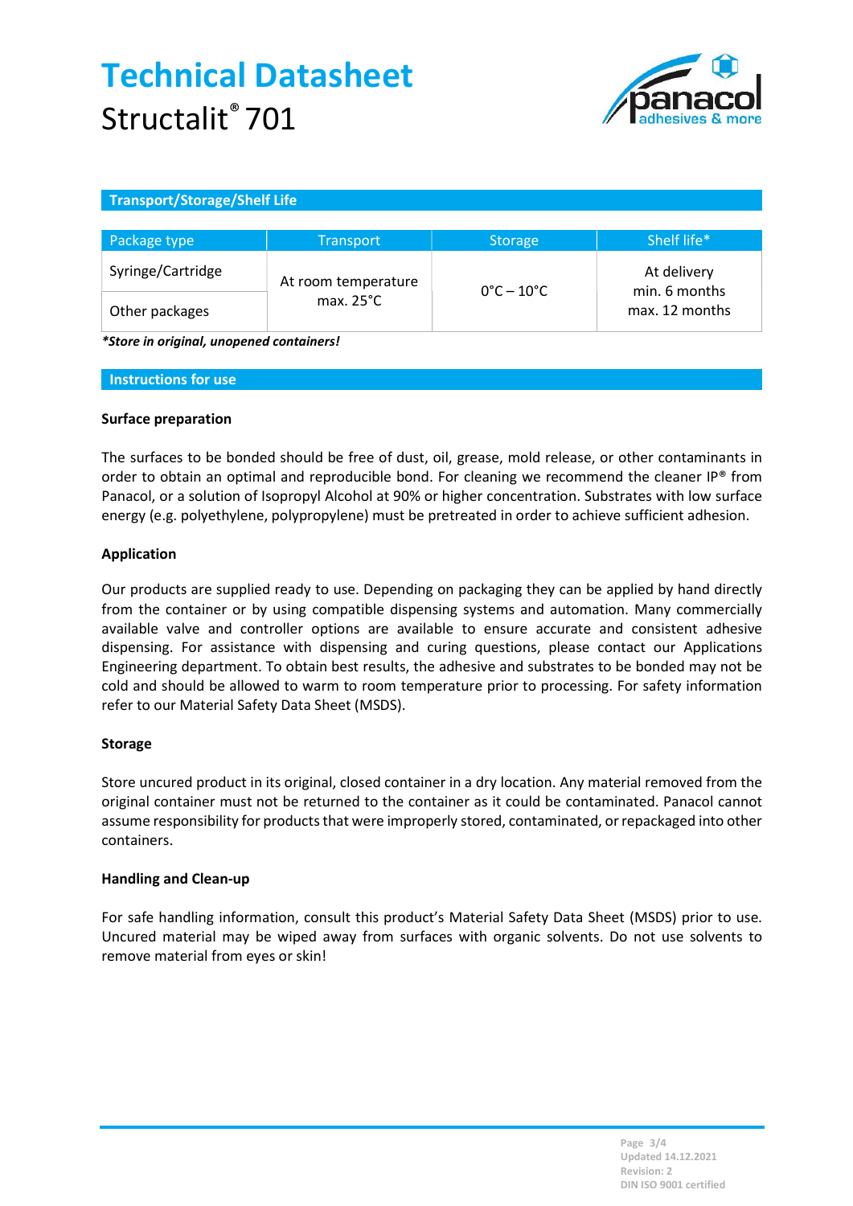# Technical Datasheet

Structalit® 701

## Transport/Storage/Shelf Life

| Package type | Transport | Storage | Shelf life* |
|---|---|---|---|
| Syringe/Cartridge | At room temperature max. 25°C | 0°C – 10°C | At delivery min. 6 months max. 12 months |
| Other packages | | | |

***Store in original, unopened containers!***

## Instructions for use

### Surface preparation

The surfaces to be bonded should be free of dust, oil, grease, mold release, or other contaminants in order to obtain an optimal and reproducible bond. For cleaning we recommend the cleaner IP® from Panacol, or a solution of Isopropyl Alcohol at 90% or higher concentration. Substrates with low surface energy (e.g. polyethylene, polypropylene) must be pretreated in order to achieve sufficient adhesion.

### Application

Our products are supplied ready to use. Depending on packaging they can be applied by hand directly from the container or by using compatible dispensing systems and automation. Many commercially available valve and controller options are available to ensure accurate and consistent adhesive dispensing. For assistance with dispensing and curing questions, please contact our Applications Engineering department. To obtain best results, the adhesive and substrates to be bonded may not be cold and should be allowed to warm to room temperature prior to processing. For safety information refer to our Material Safety Data Sheet (MSDS).

### Storage

Store uncured product in its original, closed container in a dry location. Any material removed from the original container must not be returned to the container as it could be contaminated. Panacol cannot assume responsibility for products that were improperly stored, contaminated, or repackaged into other containers.

### Handling and Clean-up

For safe handling information, consult this product's Material Safety Data Sheet (MSDS) prior to use. Uncured material may be wiped away from surfaces with organic solvents. Do not use solvents to remove material from eyes or skin!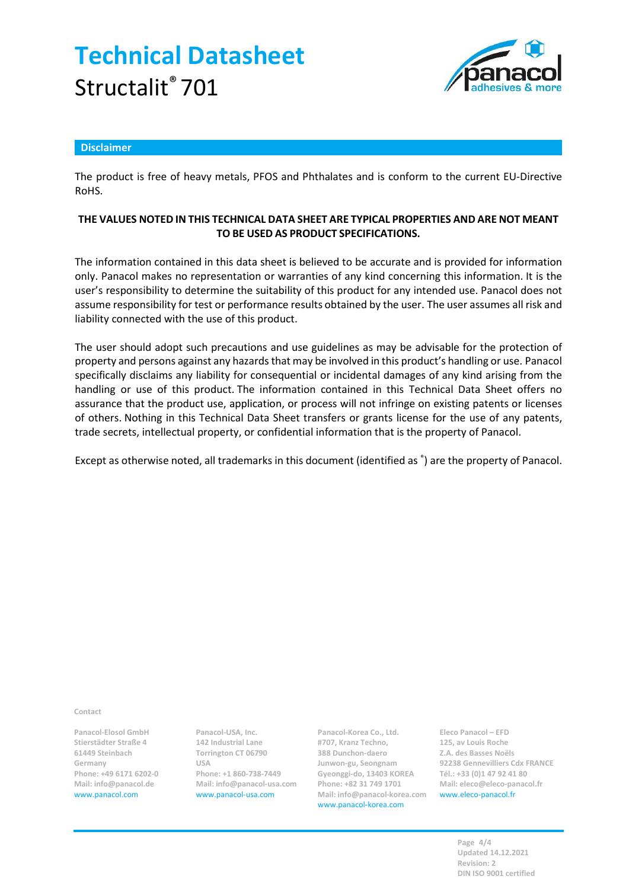# Technical Datasheet

Structalit® 701

## Disclaimer

The product is free of heavy metals, PFOS and Phthalates and is conform to the current EU-Directive RoHS.

**THE VALUES NOTED IN THIS TECHNICAL DATA SHEET ARE TYPICAL PROPERTIES AND ARE NOT MEANT TO BE USED AS PRODUCT SPECIFICATIONS.**

The information contained in this data sheet is believed to be accurate and is provided for information only. Panacol makes no representation or warranties of any kind concerning this information. It is the user's responsibility to determine the suitability of this product for any intended use. Panacol does not assume responsibility for test or performance results obtained by the user. The user assumes all risk and liability connected with the use of this product.

The user should adopt such precautions and use guidelines as may be advisable for the protection of property and persons against any hazards that may be involved in this product's handling or use. Panacol specifically disclaims any liability for consequential or incidental damages of any kind arising from the handling or use of this product. The information contained in this Technical Data Sheet offers no assurance that the product use, application, or process will not infringe on existing patents or licenses of others. Nothing in this Technical Data Sheet transfers or grants license for the use of any patents, trade secrets, intellectual property, or confidential information that is the property of Panacol.

Except as otherwise noted, all trademarks in this document (identified as ®) are the property of Panacol.

Contact

Panacol-Elosol GmbH
Stierstädter Straße 4
61449 Steinbach
Germany
Phone: +49 6171 6202-0
Mail: info@panacol.de
www.panacol.com

Panacol-USA, Inc.
142 Industrial Lane
Torrington CT 06790
USA
Phone: +1 860-738-7449
Mail: info@panacol-usa.com
www.panacol-usa.com

Panacol-Korea Co., Ltd.
#707, Kranz Techno,
388 Dunchon-daero
Junwon-gu, Seongnam
Gyeonggi-do, 13403 KOREA
Phone: +82 31 749 1701
Mail: info@panacol-korea.com
www.panacol-korea.com

Eleco Panacol – EFD
125, av Louis Roche
Z.A. des Basses Noëls
92238 Gennevilliers Cdx FRANCE
Tél.: +33 (0)1 47 92 41 80
Mail: eleco@eleco-panacol.fr
www.eleco-panacol.fr

Updated 14.12.2021
Revision: 2
DIN ISO 9001 certified